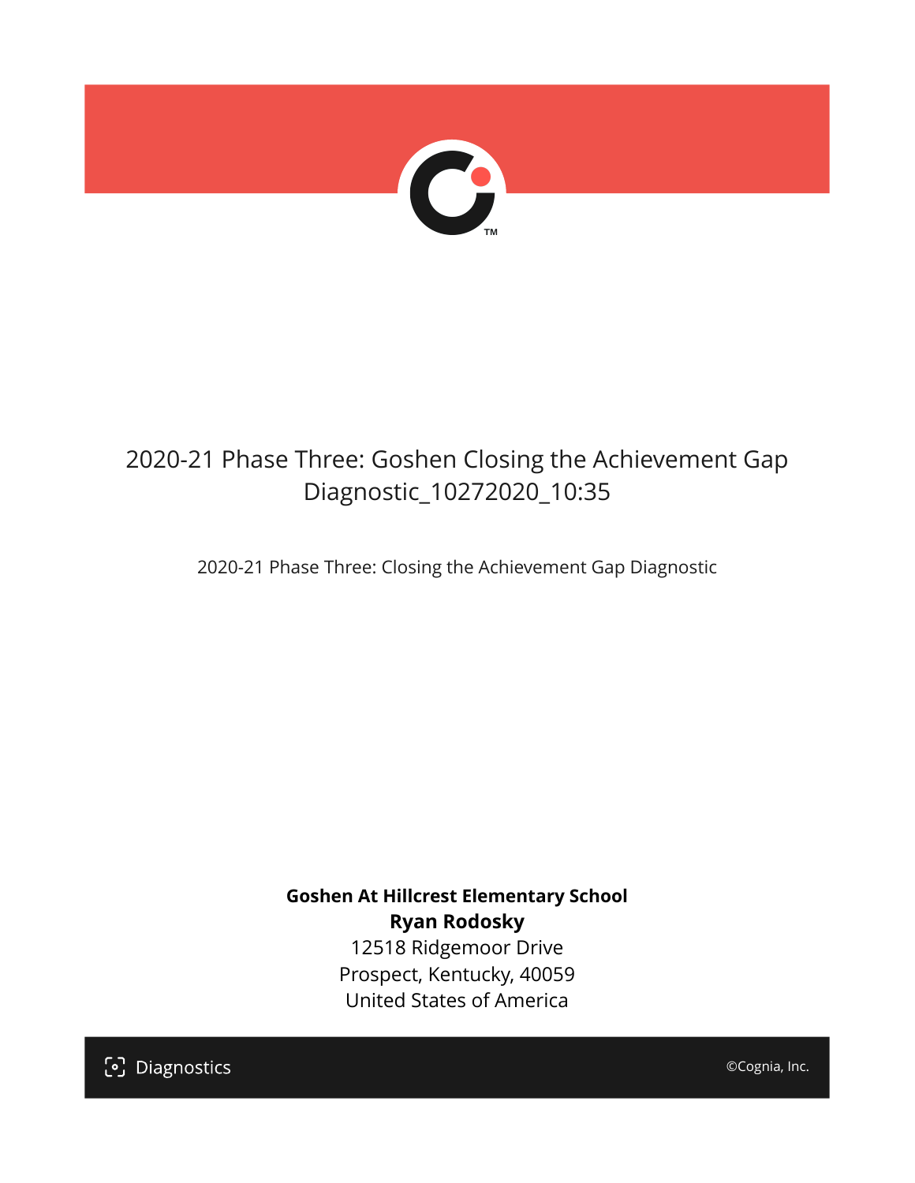# 2020-21 Phase Three: Goshen Closing the Achievement Gap Diagnostic_10272020_10:35

2020-21 Phase Three: Closing the Achievement Gap Diagnostic

**Goshen At Hillcrest Elementary School**
**Ryan Rodosky**
12518 Ridgemoor Drive
Prospect, Kentucky, 40059
United States of America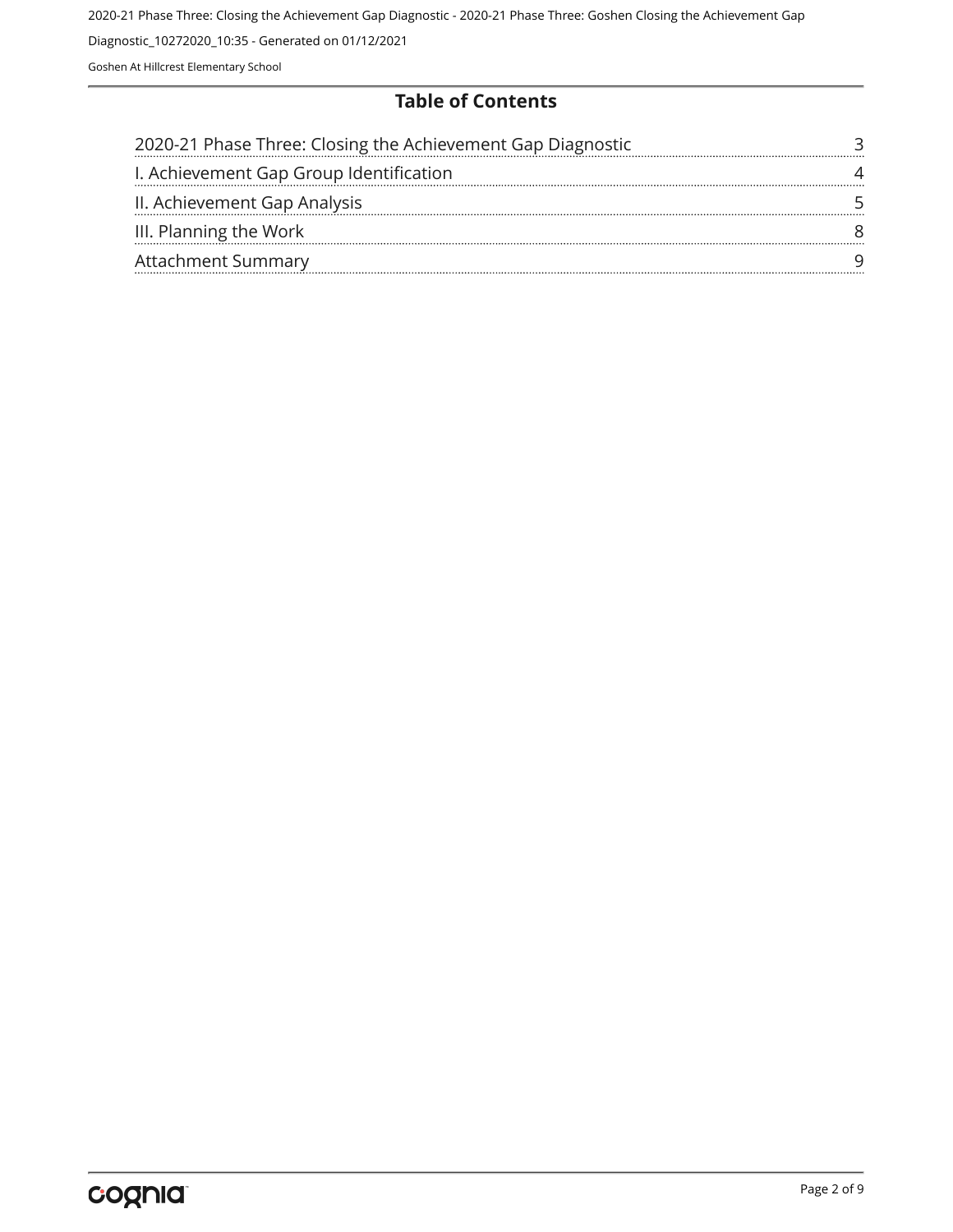# Table of Contents

| | |
|---|---|
| 2020-21 Phase Three: Closing the Achievement Gap Diagnostic | 3 |
| I. Achievement Gap Group Identification | 4 |
| II. Achievement Gap Analysis | 5 |
| III. Planning the Work | 8 |
| Attachment Summary | 9 |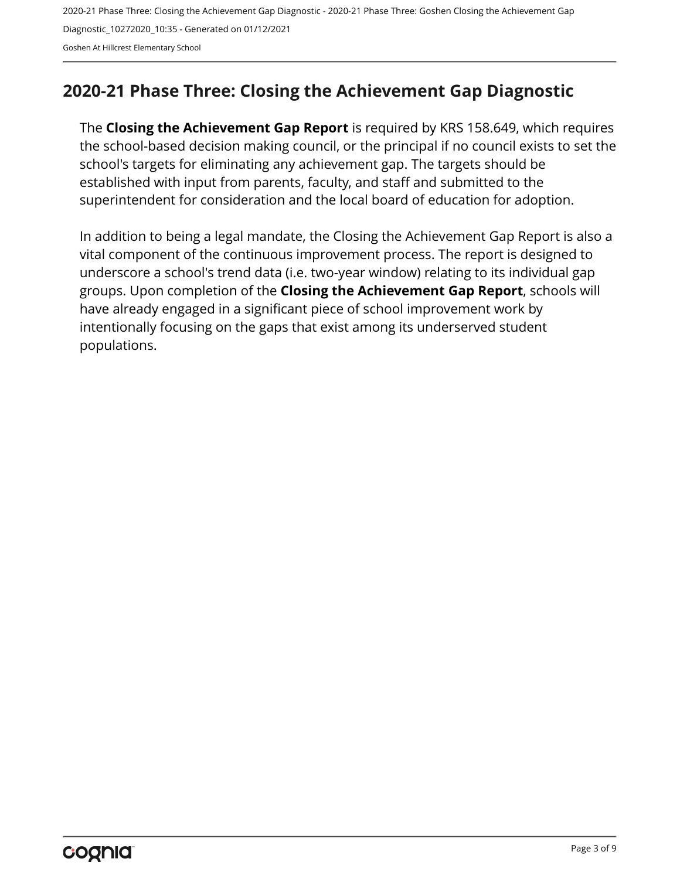## 2020-21 Phase Three: Closing the Achievement Gap Diagnostic

The **Closing the Achievement Gap Report** is required by KRS 158.649, which requires the school-based decision making council, or the principal if no council exists to set the school's targets for eliminating any achievement gap. The targets should be established with input from parents, faculty, and staff and submitted to the superintendent for consideration and the local board of education for adoption.

In addition to being a legal mandate, the Closing the Achievement Gap Report is also a vital component of the continuous improvement process. The report is designed to underscore a school's trend data (i.e. two-year window) relating to its individual gap groups. Upon completion of the **Closing the Achievement Gap Report**, schools will have already engaged in a significant piece of school improvement work by intentionally focusing on the gaps that exist among its underserved student populations.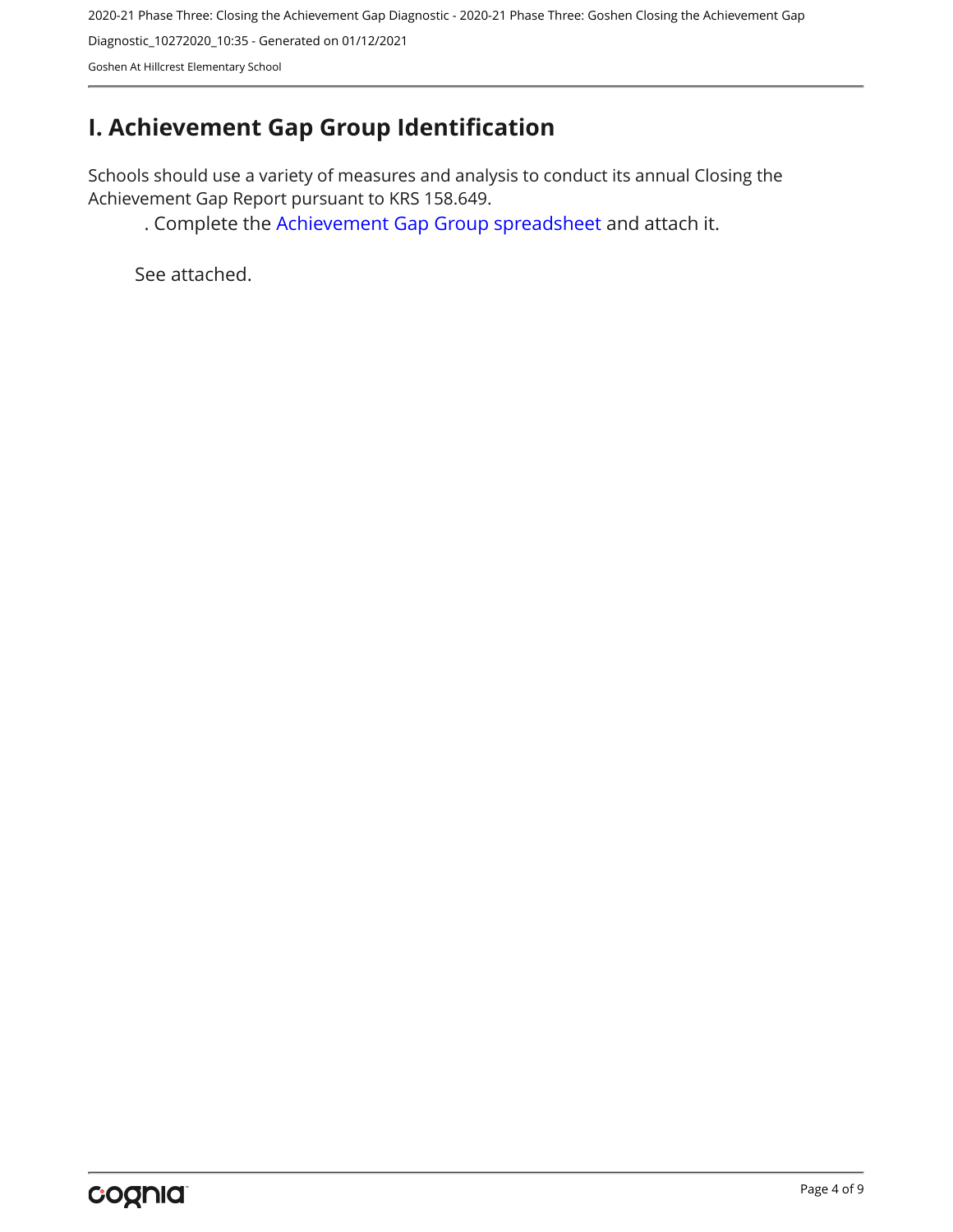# I. Achievement Gap Group Identification

Schools should use a variety of measures and analysis to conduct its annual Closing the Achievement Gap Report pursuant to KRS 158.649.

. Complete the Achievement Gap Group spreadsheet and attach it.

See attached.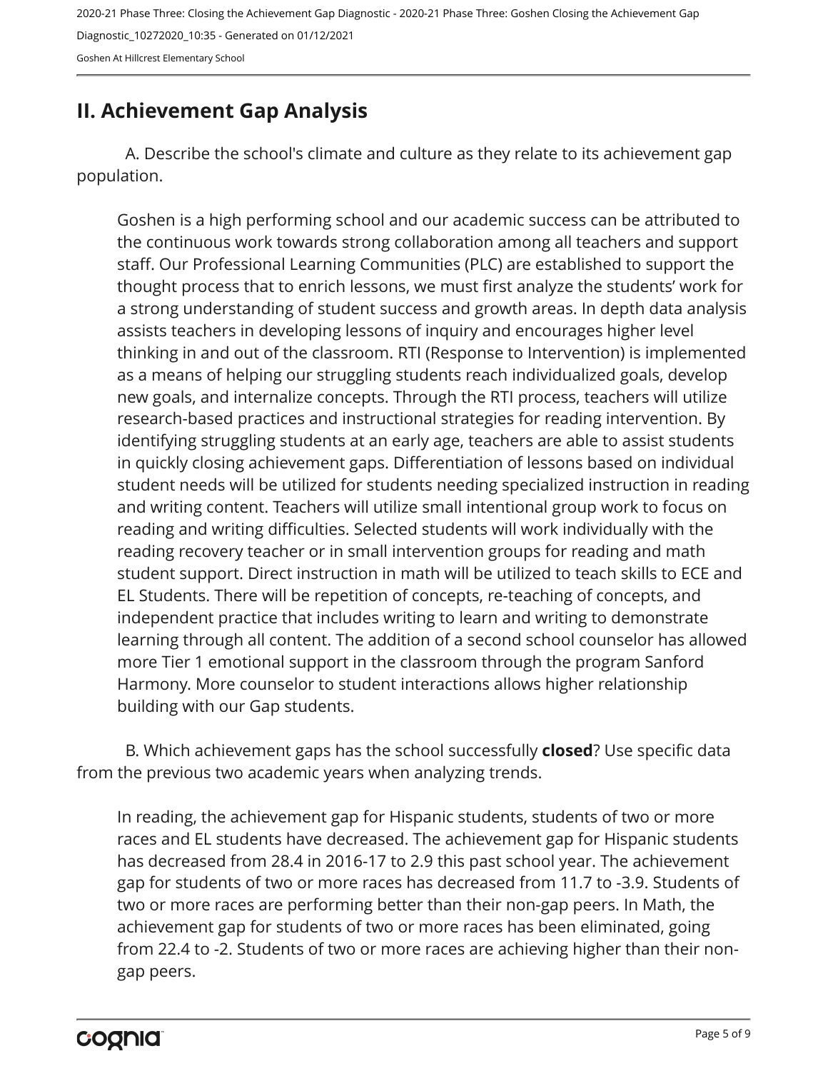## II. Achievement Gap Analysis

A. Describe the school's climate and culture as they relate to its achievement gap population.

Goshen is a high performing school and our academic success can be attributed to the continuous work towards strong collaboration among all teachers and support staff. Our Professional Learning Communities (PLC) are established to support the thought process that to enrich lessons, we must first analyze the students' work for a strong understanding of student success and growth areas. In depth data analysis assists teachers in developing lessons of inquiry and encourages higher level thinking in and out of the classroom. RTI (Response to Intervention) is implemented as a means of helping our struggling students reach individualized goals, develop new goals, and internalize concepts. Through the RTI process, teachers will utilize research-based practices and instructional strategies for reading intervention. By identifying struggling students at an early age, teachers are able to assist students in quickly closing achievement gaps. Differentiation of lessons based on individual student needs will be utilized for students needing specialized instruction in reading and writing content. Teachers will utilize small intentional group work to focus on reading and writing difficulties. Selected students will work individually with the reading recovery teacher or in small intervention groups for reading and math student support. Direct instruction in math will be utilized to teach skills to ECE and EL Students. There will be repetition of concepts, re-teaching of concepts, and independent practice that includes writing to learn and writing to demonstrate learning through all content. The addition of a second school counselor has allowed more Tier 1 emotional support in the classroom through the program Sanford Harmony. More counselor to student interactions allows higher relationship building with our Gap students.

B. Which achievement gaps has the school successfully **closed**? Use specific data from the previous two academic years when analyzing trends.

In reading, the achievement gap for Hispanic students, students of two or more races and EL students have decreased. The achievement gap for Hispanic students has decreased from 28.4 in 2016-17 to 2.9 this past school year. The achievement gap for students of two or more races has decreased from 11.7 to -3.9. Students of two or more races are performing better than their non-gap peers. In Math, the achievement gap for students of two or more races has been eliminated, going from 22.4 to -2. Students of two or more races are achieving higher than their non-gap peers.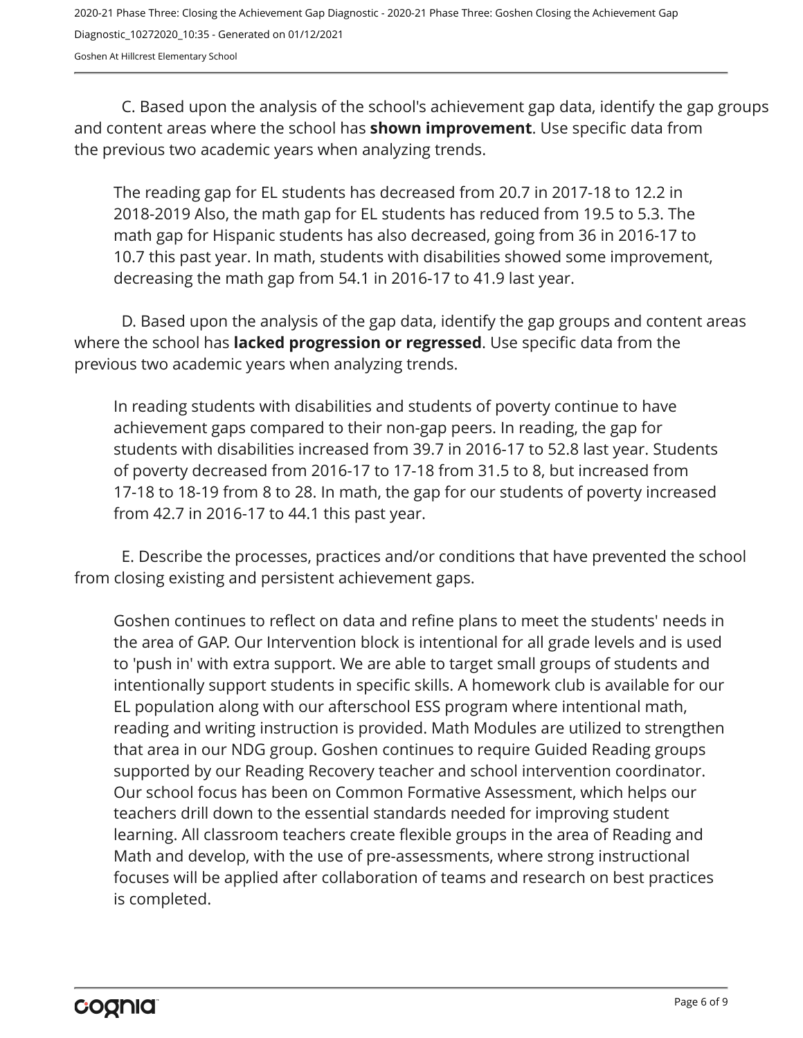C. Based upon the analysis of the school's achievement gap data, identify the gap groups and content areas where the school has **shown improvement**. Use specific data from the previous two academic years when analyzing trends.

The reading gap for EL students has decreased from 20.7 in 2017-18 to 12.2 in 2018-2019 Also, the math gap for EL students has reduced from 19.5 to 5.3. The math gap for Hispanic students has also decreased, going from 36 in 2016-17 to 10.7 this past year. In math, students with disabilities showed some improvement, decreasing the math gap from 54.1 in 2016-17 to 41.9 last year.

D. Based upon the analysis of the gap data, identify the gap groups and content areas where the school has **lacked progression or regressed**. Use specific data from the previous two academic years when analyzing trends.

In reading students with disabilities and students of poverty continue to have achievement gaps compared to their non-gap peers. In reading, the gap for students with disabilities increased from 39.7 in 2016-17 to 52.8 last year. Students of poverty decreased from 2016-17 to 17-18 from 31.5 to 8, but increased from 17-18 to 18-19 from 8 to 28. In math, the gap for our students of poverty increased from 42.7 in 2016-17 to 44.1 this past year.

E. Describe the processes, practices and/or conditions that have prevented the school from closing existing and persistent achievement gaps.

Goshen continues to reflect on data and refine plans to meet the students' needs in the area of GAP. Our Intervention block is intentional for all grade levels and is used to 'push in' with extra support. We are able to target small groups of students and intentionally support students in specific skills. A homework club is available for our EL population along with our afterschool ESS program where intentional math, reading and writing instruction is provided. Math Modules are utilized to strengthen that area in our NDG group. Goshen continues to require Guided Reading groups supported by our Reading Recovery teacher and school intervention coordinator. Our school focus has been on Common Formative Assessment, which helps our teachers drill down to the essential standards needed for improving student learning. All classroom teachers create flexible groups in the area of Reading and Math and develop, with the use of pre-assessments, where strong instructional focuses will be applied after collaboration of teams and research on best practices is completed.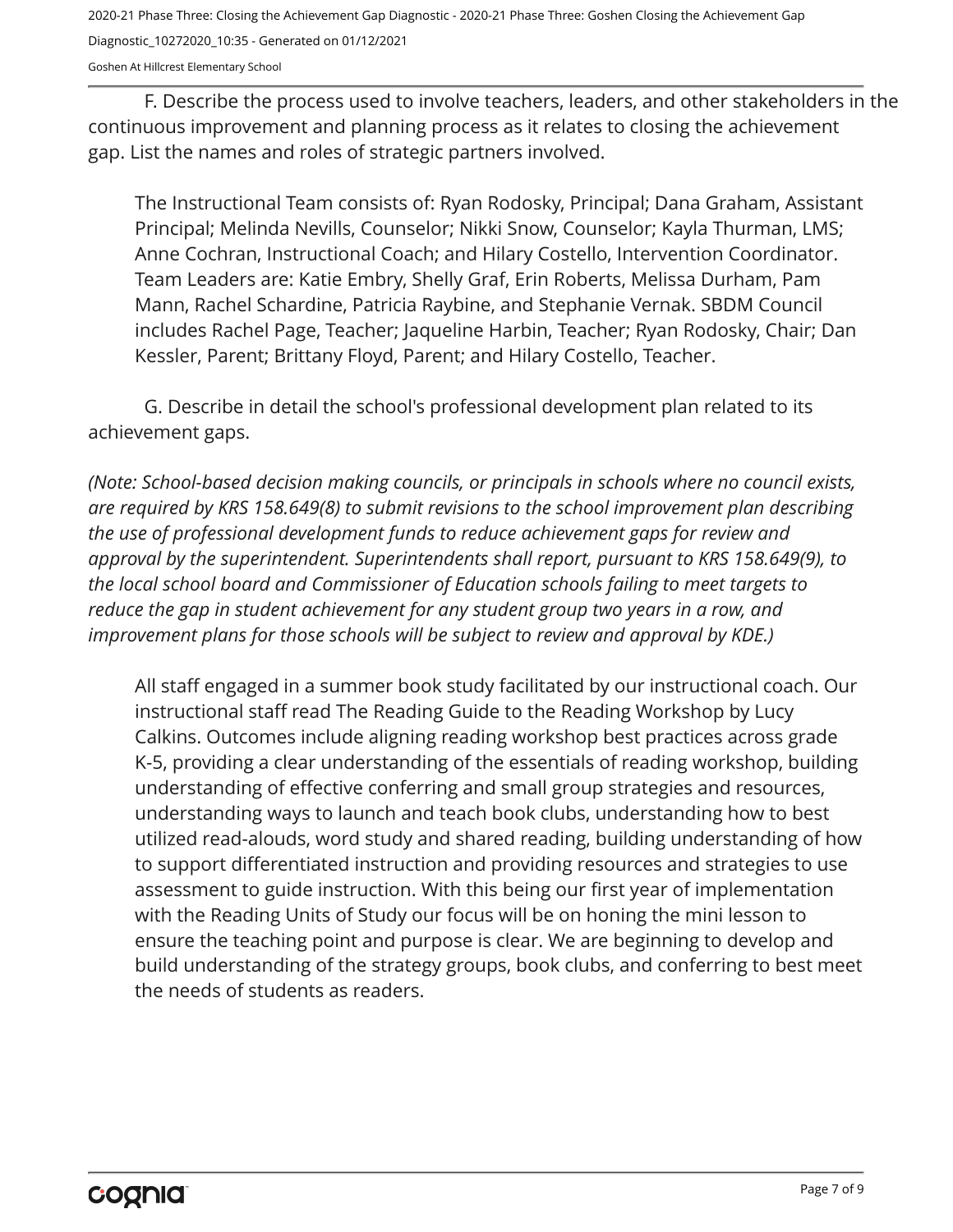F. Describe the process used to involve teachers, leaders, and other stakeholders in the continuous improvement and planning process as it relates to closing the achievement gap. List the names and roles of strategic partners involved.

The Instructional Team consists of: Ryan Rodosky, Principal; Dana Graham, Assistant Principal; Melinda Nevills, Counselor; Nikki Snow, Counselor; Kayla Thurman, LMS; Anne Cochran, Instructional Coach; and Hilary Costello, Intervention Coordinator. Team Leaders are: Katie Embry, Shelly Graf, Erin Roberts, Melissa Durham, Pam Mann, Rachel Schardine, Patricia Raybine, and Stephanie Vernak. SBDM Council includes Rachel Page, Teacher; Jaqueline Harbin, Teacher; Ryan Rodosky, Chair; Dan Kessler, Parent; Brittany Floyd, Parent; and Hilary Costello, Teacher.

G. Describe in detail the school's professional development plan related to its achievement gaps.

*(Note: School-based decision making councils, or principals in schools where no council exists, are required by KRS 158.649(8) to submit revisions to the school improvement plan describing the use of professional development funds to reduce achievement gaps for review and approval by the superintendent. Superintendents shall report, pursuant to KRS 158.649(9), to the local school board and Commissioner of Education schools failing to meet targets to reduce the gap in student achievement for any student group two years in a row, and improvement plans for those schools will be subject to review and approval by KDE.)*

All staff engaged in a summer book study facilitated by our instructional coach. Our instructional staff read The Reading Guide to the Reading Workshop by Lucy Calkins. Outcomes include aligning reading workshop best practices across grade K-5, providing a clear understanding of the essentials of reading workshop, building understanding of effective conferring and small group strategies and resources, understanding ways to launch and teach book clubs, understanding how to best utilized read-alouds, word study and shared reading, building understanding of how to support differentiated instruction and providing resources and strategies to use assessment to guide instruction. With this being our first year of implementation with the Reading Units of Study our focus will be on honing the mini lesson to ensure the teaching point and purpose is clear. We are beginning to develop and build understanding of the strategy groups, book clubs, and conferring to best meet the needs of students as readers.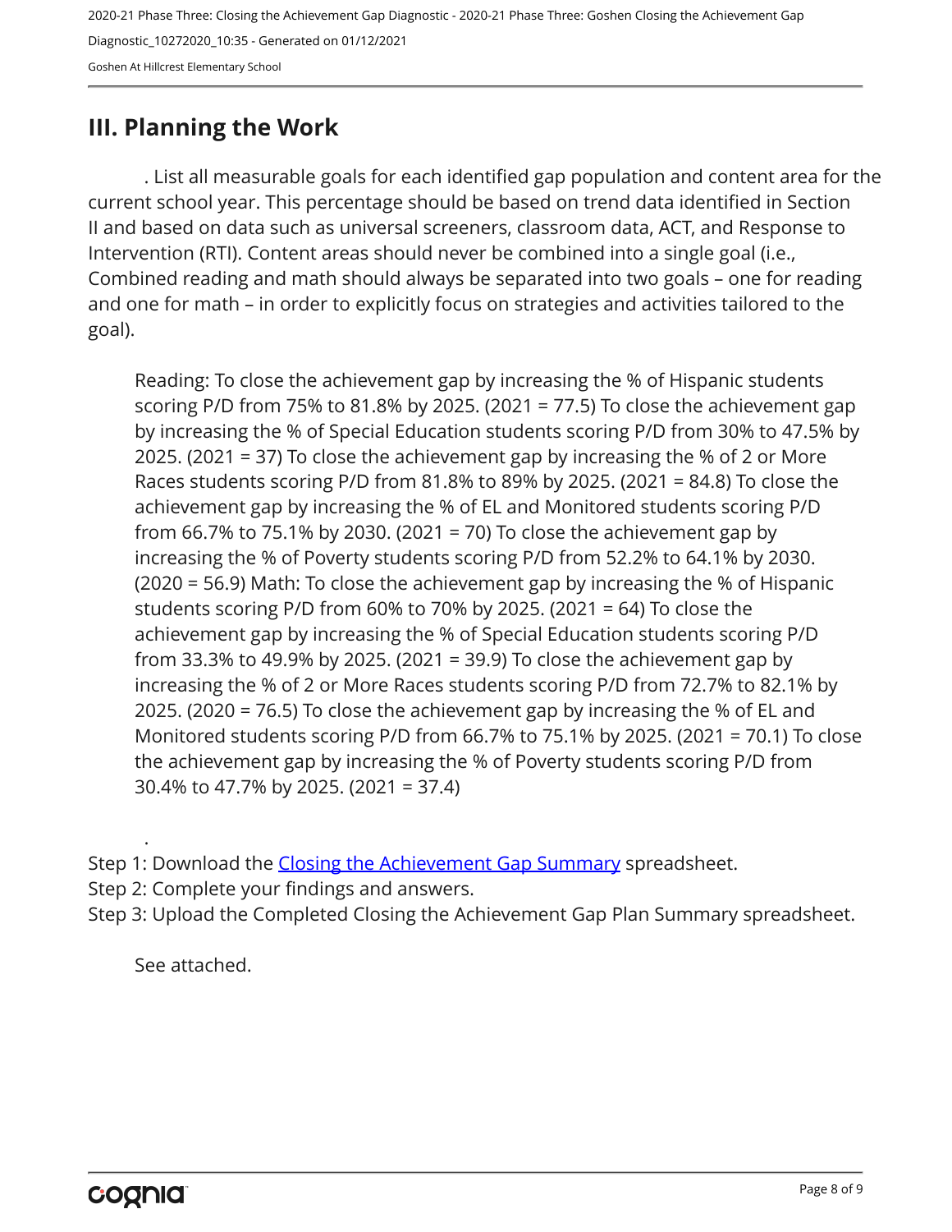## III. Planning the Work

. List all measurable goals for each identified gap population and content area for the current school year. This percentage should be based on trend data identified in Section II and based on data such as universal screeners, classroom data, ACT, and Response to Intervention (RTI). Content areas should never be combined into a single goal (i.e., Combined reading and math should always be separated into two goals – one for reading and one for math – in order to explicitly focus on strategies and activities tailored to the goal).

Reading: To close the achievement gap by increasing the % of Hispanic students scoring P/D from 75% to 81.8% by 2025. (2021 = 77.5) To close the achievement gap by increasing the % of Special Education students scoring P/D from 30% to 47.5% by 2025. (2021 = 37) To close the achievement gap by increasing the % of 2 or More Races students scoring P/D from 81.8% to 89% by 2025. (2021 = 84.8) To close the achievement gap by increasing the % of EL and Monitored students scoring P/D from 66.7% to 75.1% by 2030. (2021 = 70) To close the achievement gap by increasing the % of Poverty students scoring P/D from 52.2% to 64.1% by 2030. (2020 = 56.9) Math: To close the achievement gap by increasing the % of Hispanic students scoring P/D from 60% to 70% by 2025. (2021 = 64) To close the achievement gap by increasing the % of Special Education students scoring P/D from 33.3% to 49.9% by 2025. (2021 = 39.9) To close the achievement gap by increasing the % of 2 or More Races students scoring P/D from 72.7% to 82.1% by 2025. (2020 = 76.5) To close the achievement gap by increasing the % of EL and Monitored students scoring P/D from 66.7% to 75.1% by 2025. (2021 = 70.1) To close the achievement gap by increasing the % of Poverty students scoring P/D from 30.4% to 47.7% by 2025. (2021 = 37.4)

.

Step 1: Download the [Closing the Achievement Gap Summary] spreadsheet.
Step 2: Complete your findings and answers.
Step 3: Upload the Completed Closing the Achievement Gap Plan Summary spreadsheet.

See attached.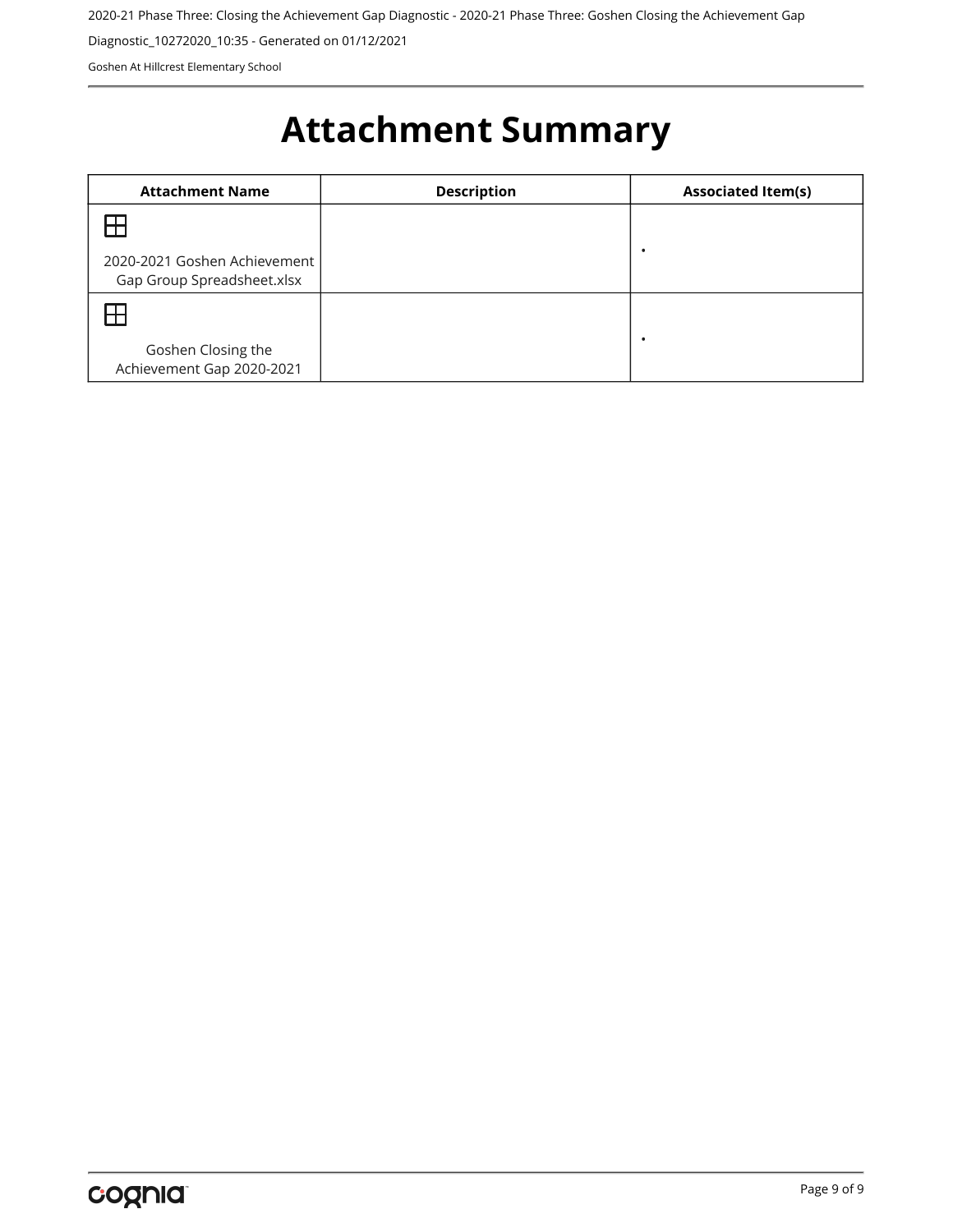# Attachment Summary

| Attachment Name | Description | Associated Item(s) |
|---|---|---|
| 2020-2021 Goshen Achievement Gap Group Spreadsheet.xlsx | | • |
| Goshen Closing the Achievement Gap 2020-2021 | | • |